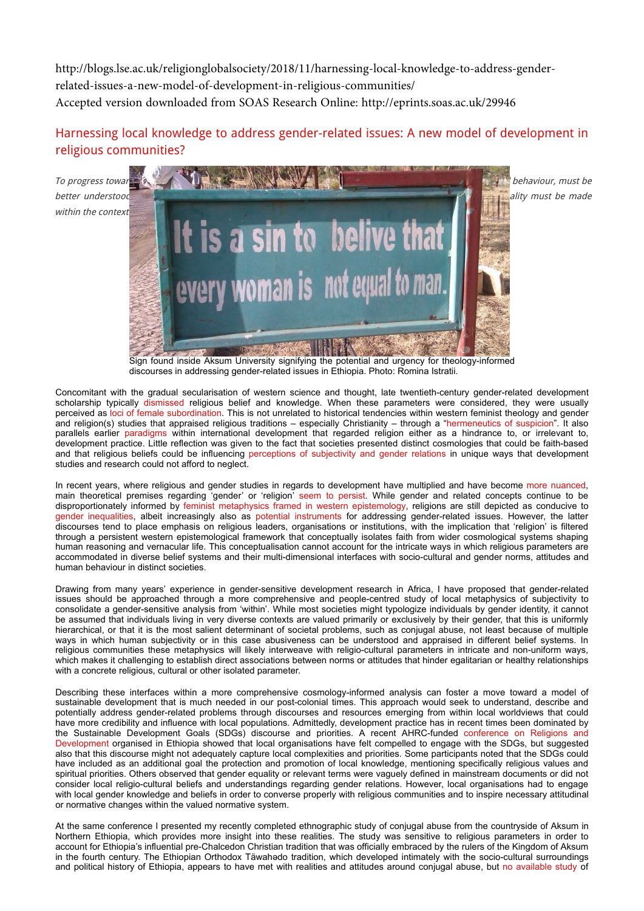http://blogs.lse.ac.uk/religionglobalsociety/2018/11/harnessing-local-knowledge-to-address-gender-related-issues-a-new-model-of-development-in-religious-communities/
Accepted version downloaded from SOAS Research Online: http://eprints.soas.ac.uk/29946

# Harnessing local knowledge to address gender-related issues: A new model of development in religious communities?

*To progress towar... behaviour, must be better understood ... ality must be made within the context...*

Sign found inside Aksum University signifying the potential and urgency for theology-informed discourses in addressing gender-related issues in Ethiopia. Photo: Romina Istratii.

Concomitant with the gradual secularisation of western science and thought, late twentieth-century gender-related development scholarship typically dismissed religious belief and knowledge. When these parameters were considered, they were usually perceived as loci of female subordination. This is not unrelated to historical tendencies within western feminist theology and gender and religion(s) studies that appraised religious traditions – especially Christianity – through a "hermeneutics of suspicion". It also parallels earlier paradigms within international development that regarded religion either as a hindrance to, or irrelevant to, development practice. Little reflection was given to the fact that societies presented distinct cosmologies that could be faith-based and that religious beliefs could be influencing perceptions of subjectivity and gender relations in unique ways that development studies and research could not afford to neglect.

In recent years, where religious and gender studies in regards to development have multiplied and have become more nuanced, main theoretical premises regarding 'gender' or 'religion' seem to persist. While gender and related concepts continue to be disproportionately informed by feminist metaphysics framed in western epistemology, religions are still depicted as conducive to gender inequalities, albeit increasingly also as potential instruments for addressing gender-related issues. However, the latter discourses tend to place emphasis on religious leaders, organisations or institutions, with the implication that 'religion' is filtered through a persistent western epistemological framework that conceptually isolates faith from wider cosmological systems shaping human reasoning and vernacular life. This conceptualisation cannot account for the intricate ways in which religious parameters are accommodated in diverse belief systems and their multi-dimensional interfaces with socio-cultural and gender norms, attitudes and human behaviour in distinct societies.

Drawing from many years' experience in gender-sensitive development research in Africa, I have proposed that gender-related issues should be approached through a more comprehensive and people-centred study of local metaphysics of subjectivity to consolidate a gender-sensitive analysis from 'within'. While most societies might typologize individuals by gender identity, it cannot be assumed that individuals living in very diverse contexts are valued primarily or exclusively by their gender, that this is uniformly hierarchical, or that it is the most salient determinant of societal problems, such as conjugal abuse, not least because of multiple ways in which human subjectivity or in this case abusiveness can be understood and appraised in different belief systems. In religious communities these metaphysics will likely interweave with religio-cultural parameters in intricate and non-uniform ways, which makes it challenging to establish direct associations between norms or attitudes that hinder egalitarian or healthy relationships with a concrete religious, cultural or other isolated parameter.

Describing these interfaces within a more comprehensive cosmology-informed analysis can foster a move toward a model of sustainable development that is much needed in our post-colonial times. This approach would seek to understand, describe and potentially address gender-related problems through discourses and resources emerging from within local worldviews that could have more credibility and influence with local populations. Admittedly, development practice has in recent times been dominated by the Sustainable Development Goals (SDGs) discourse and priorities. A recent AHRC-funded conference on Religions and Development organised in Ethiopia showed that local organisations have felt compelled to engage with the SDGs, but suggested also that this discourse might not adequately capture local complexities and priorities. Some participants noted that the SDGs could have included as an additional goal the protection and promotion of local knowledge, mentioning specifically religious values and spiritual priorities. Others observed that gender equality or relevant terms were vaguely defined in mainstream documents or did not consider local religio-cultural beliefs and understandings regarding gender relations. However, local organisations had to engage with local gender knowledge and beliefs in order to converse properly with religious communities and to inspire necessary attitudinal or normative changes within the valued normative system.

At the same conference I presented my recently completed ethnographic study of conjugal abuse from the countryside of Aksum in Northern Ethiopia, which provides more insight into these realities. The study was sensitive to religious parameters in order to account for Ethiopia's influential pre-Chalcedon Christian tradition that was officially embraced by the rulers of the Kingdom of Aksum in the fourth century. The Ethiopian Orthodox Täwahәdo tradition, which developed intimately with the socio-cultural surroundings and political history of Ethiopia, appears to have met with realities and attitudes around conjugal abuse, but no available study of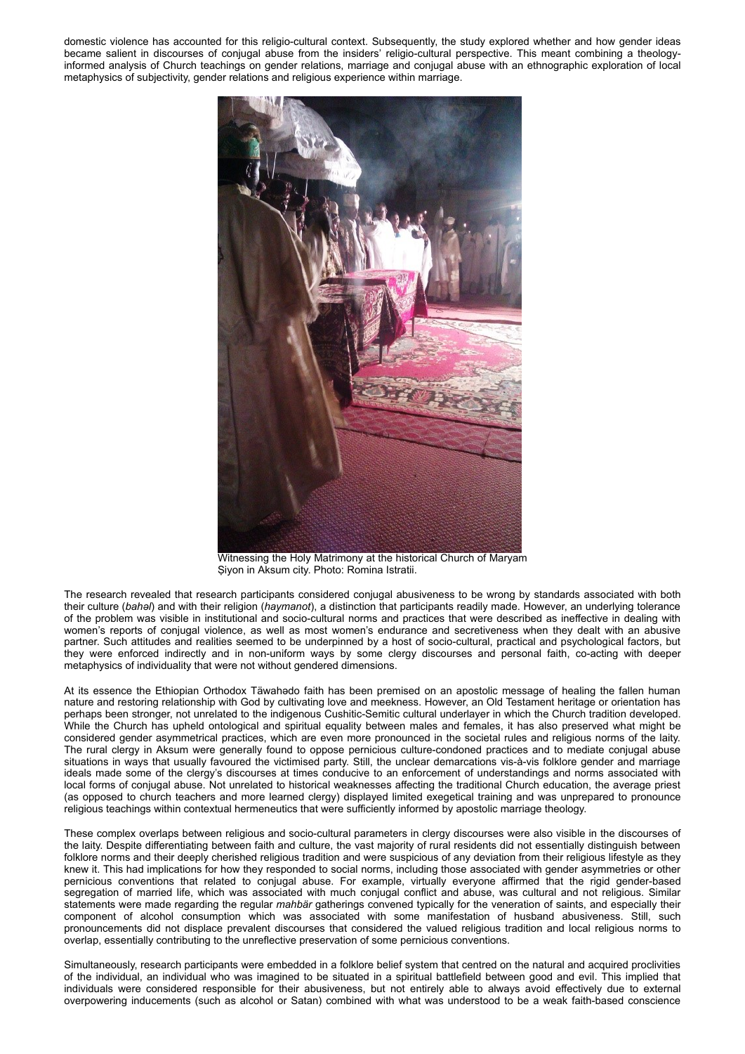domestic violence has accounted for this religio-cultural context. Subsequently, the study explored whether and how gender ideas became salient in discourses of conjugal abuse from the insiders' religio-cultural perspective. This meant combining a theology-informed analysis of Church teachings on gender relations, marriage and conjugal abuse with an ethnographic exploration of local metaphysics of subjectivity, gender relations and religious experience within marriage.

Witnessing the Holy Matrimony at the historical Church of Maryam Ṣiyon in Aksum city. Photo: Romina Istratii.

The research revealed that research participants considered conjugal abusiveness to be wrong by standards associated with both their culture (*bahəl*) and with their religion (*haymanot*), a distinction that participants readily made. However, an underlying tolerance of the problem was visible in institutional and socio-cultural norms and practices that were described as ineffective in dealing with women's reports of conjugal violence, as well as most women's endurance and secretiveness when they dealt with an abusive partner. Such attitudes and realities seemed to be underpinned by a host of socio-cultural, practical and psychological factors, but they were enforced indirectly and in non-uniform ways by some clergy discourses and personal faith, co-acting with deeper metaphysics of individuality that were not without gendered dimensions.

At its essence the Ethiopian Orthodox Täwahədo faith has been premised on an apostolic message of healing the fallen human nature and restoring relationship with God by cultivating love and meekness. However, an Old Testament heritage or orientation has perhaps been stronger, not unrelated to the indigenous Cushitic-Semitic cultural underlayer in which the Church tradition developed. While the Church has upheld ontological and spiritual equality between males and females, it has also preserved what might be considered gender asymmetrical practices, which are even more pronounced in the societal rules and religious norms of the laity. The rural clergy in Aksum were generally found to oppose pernicious culture-condoned practices and to mediate conjugal abuse situations in ways that usually favoured the victimised party. Still, the unclear demarcations vis-à-vis folklore gender and marriage ideals made some of the clergy's discourses at times conducive to an enforcement of understandings and norms associated with local forms of conjugal abuse. Not unrelated to historical weaknesses affecting the traditional Church education, the average priest (as opposed to church teachers and more learned clergy) displayed limited exegetical training and was unprepared to pronounce religious teachings within contextual hermeneutics that were sufficiently informed by apostolic marriage theology.

These complex overlaps between religious and socio-cultural parameters in clergy discourses were also visible in the discourses of the laity. Despite differentiating between faith and culture, the vast majority of rural residents did not essentially distinguish between folklore norms and their deeply cherished religious tradition and were suspicious of any deviation from their religious lifestyle as they knew it. This had implications for how they responded to social norms, including those associated with gender asymmetries or other pernicious conventions that related to conjugal abuse. For example, virtually everyone affirmed that the rigid gender-based segregation of married life, which was associated with much conjugal conflict and abuse, was cultural and not religious. Similar statements were made regarding the regular *mahbär* gatherings convened typically for the veneration of saints, and especially their component of alcohol consumption which was associated with some manifestation of husband abusiveness. Still, such pronouncements did not displace prevalent discourses that considered the valued religious tradition and local religious norms to overlap, essentially contributing to the unreflective preservation of some pernicious conventions.

Simultaneously, research participants were embedded in a folklore belief system that centred on the natural and acquired proclivities of the individual, an individual who was imagined to be situated in a spiritual battlefield between good and evil. This implied that individuals were considered responsible for their abusiveness, but not entirely able to always avoid effectively due to external overpowering inducements (such as alcohol or Satan) combined with what was understood to be a weak faith-based conscience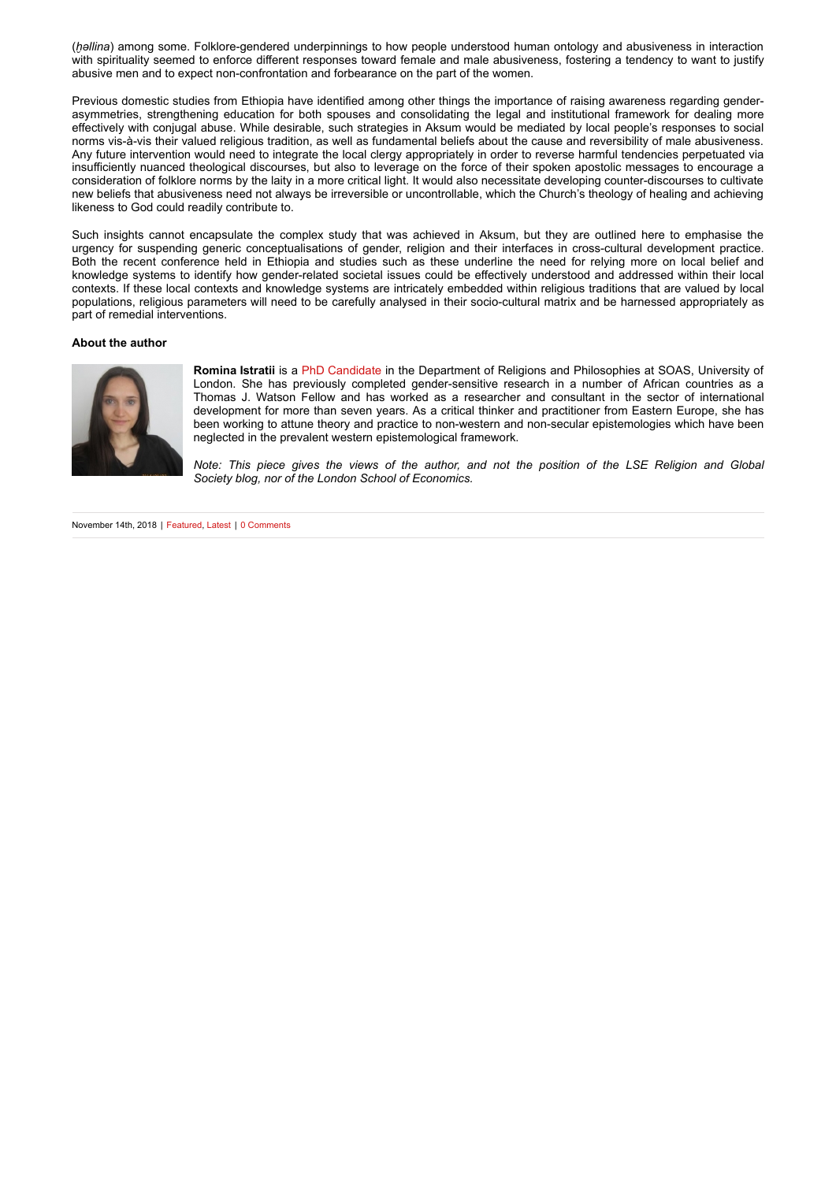(*ḫəllina*) among some. Folklore-gendered underpinnings to how people understood human ontology and abusiveness in interaction with spirituality seemed to enforce different responses toward female and male abusiveness, fostering a tendency to want to justify abusive men and to expect non-confrontation and forbearance on the part of the women.

Previous domestic studies from Ethiopia have identified among other things the importance of raising awareness regarding gender-asymmetries, strengthening education for both spouses and consolidating the legal and institutional framework for dealing more effectively with conjugal abuse. While desirable, such strategies in Aksum would be mediated by local people's responses to social norms vis-à-vis their valued religious tradition, as well as fundamental beliefs about the cause and reversibility of male abusiveness. Any future intervention would need to integrate the local clergy appropriately in order to reverse harmful tendencies perpetuated via insufficiently nuanced theological discourses, but also to leverage on the force of their spoken apostolic messages to encourage a consideration of folklore norms by the laity in a more critical light. It would also necessitate developing counter-discourses to cultivate new beliefs that abusiveness need not always be irreversible or uncontrollable, which the Church's theology of healing and achieving likeness to God could readily contribute to.

Such insights cannot encapsulate the complex study that was achieved in Aksum, but they are outlined here to emphasise the urgency for suspending generic conceptualisations of gender, religion and their interfaces in cross-cultural development practice. Both the recent conference held in Ethiopia and studies such as these underline the need for relying more on local belief and knowledge systems to identify how gender-related societal issues could be effectively understood and addressed within their local contexts. If these local contexts and knowledge systems are intricately embedded within religious traditions that are valued by local populations, religious parameters will need to be carefully analysed in their socio-cultural matrix and be harnessed appropriately as part of remedial interventions.

**About the author**

**Romina Istratii** is a PhD Candidate in the Department of Religions and Philosophies at SOAS, University of London. She has previously completed gender-sensitive research in a number of African countries as a Thomas J. Watson Fellow and has worked as a researcher and consultant in the sector of international development for more than seven years. As a critical thinker and practitioner from Eastern Europe, she has been working to attune theory and practice to non-western and non-secular epistemologies which have been neglected in the prevalent western epistemological framework.

*Note: This piece gives the views of the author, and not the position of the LSE Religion and Global Society blog, nor of the London School of Economics.*

November 14th, 2018 | Featured, Latest | 0 Comments